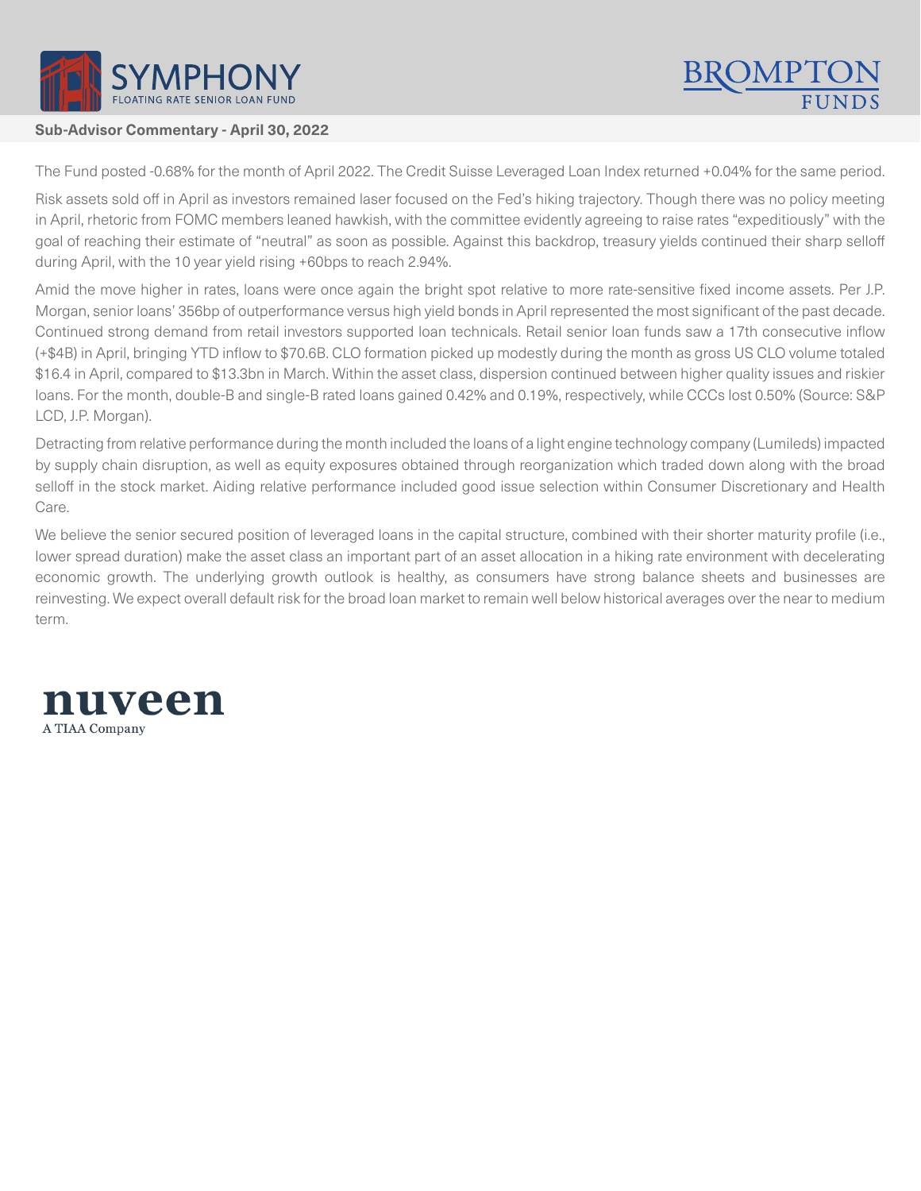# SYMPHONY
FLOATING RATE SENIOR LOAN FUND

BROMPTON FUNDS

**Sub-Advisor Commentary - April 30, 2022**

The Fund posted -0.68% for the month of April 2022. The Credit Suisse Leveraged Loan Index returned +0.04% for the same period.

Risk assets sold off in April as investors remained laser focused on the Fed's hiking trajectory. Though there was no policy meeting in April, rhetoric from FOMC members leaned hawkish, with the committee evidently agreeing to raise rates "expeditiously" with the goal of reaching their estimate of "neutral" as soon as possible. Against this backdrop, treasury yields continued their sharp selloff during April, with the 10 year yield rising +60bps to reach 2.94%.

Amid the move higher in rates, loans were once again the bright spot relative to more rate-sensitive fixed income assets. Per J.P. Morgan, senior loans' 356bp of outperformance versus high yield bonds in April represented the most significant of the past decade. Continued strong demand from retail investors supported loan technicals. Retail senior loan funds saw a 17th consecutive inflow (+$4B) in April, bringing YTD inflow to $70.6B. CLO formation picked up modestly during the month as gross US CLO volume totaled $16.4 in April, compared to $13.3bn in March. Within the asset class, dispersion continued between higher quality issues and riskier loans. For the month, double-B and single-B rated loans gained 0.42% and 0.19%, respectively, while CCCs lost 0.50% (Source: S&P LCD, J.P. Morgan).

Detracting from relative performance during the month included the loans of a light engine technology company (Lumileds) impacted by supply chain disruption, as well as equity exposures obtained through reorganization which traded down along with the broad selloff in the stock market. Aiding relative performance included good issue selection within Consumer Discretionary and Health Care.

We believe the senior secured position of leveraged loans in the capital structure, combined with their shorter maturity profile (i.e., lower spread duration) make the asset class an important part of an asset allocation in a hiking rate environment with decelerating economic growth. The underlying growth outlook is healthy, as consumers have strong balance sheets and businesses are reinvesting. We expect overall default risk for the broad loan market to remain well below historical averages over the near to medium term.

nuveen
A TIAA Company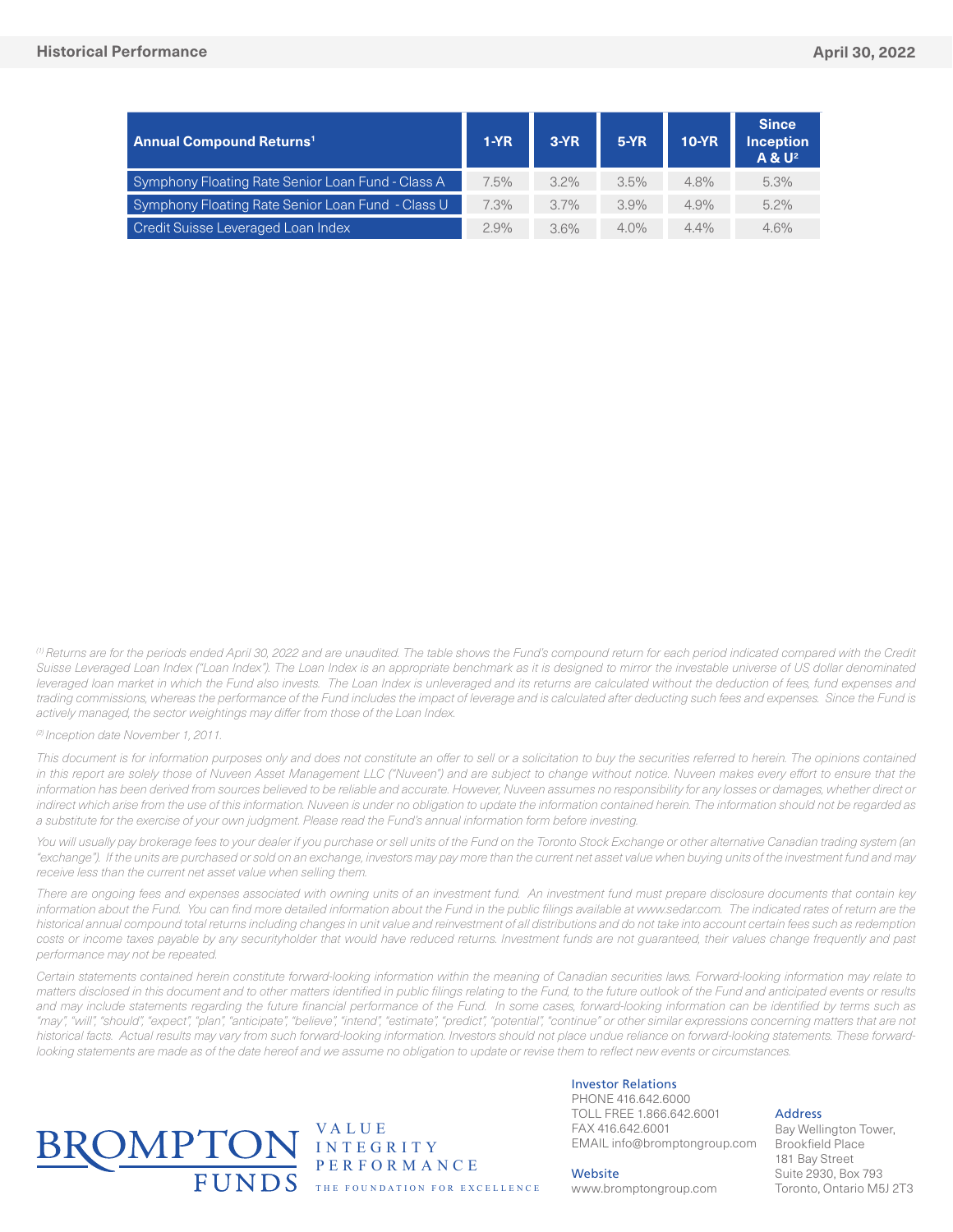## Historical Performance

April 30, 2022

| Annual Compound Returns[1] | 1-YR | 3-YR | 5-YR | 10-YR | Since Inception A & U[2] |
|---|---|---|---|---|---|
| Symphony Floating Rate Senior Loan Fund - Class A | 7.5% | 3.2% | 3.5% | 4.8% | 5.3% |
| Symphony Floating Rate Senior Loan Fund - Class U | 7.3% | 3.7% | 3.9% | 4.9% | 5.2% |
| Credit Suisse Leveraged Loan Index | 2.9% | 3.6% | 4.0% | 4.4% | 4.6% |

*(1) Returns are for the periods ended April 30, 2022 and are unaudited. The table shows the Fund's compound return for each period indicated compared with the Credit Suisse Leveraged Loan Index ("Loan Index"). The Loan Index is an appropriate benchmark as it is designed to mirror the investable universe of US dollar denominated leveraged loan market in which the Fund also invests. The Loan Index is unleveraged and its returns are calculated without the deduction of fees, fund expenses and trading commissions, whereas the performance of the Fund includes the impact of leverage and is calculated after deducting such fees and expenses. Since the Fund is actively managed, the sector weightings may differ from those of the Loan Index.*

*(2) Inception date November 1, 2011.*

*This document is for information purposes only and does not constitute an offer to sell or a solicitation to buy the securities referred to herein. The opinions contained in this report are solely those of Nuveen Asset Management LLC ("Nuveen") and are subject to change without notice. Nuveen makes every effort to ensure that the information has been derived from sources believed to be reliable and accurate. However, Nuveen assumes no responsibility for any losses or damages, whether direct or indirect which arise from the use of this information. Nuveen is under no obligation to update the information contained herein. The information should not be regarded as a substitute for the exercise of your own judgment. Please read the Fund's annual information form before investing.*

*You will usually pay brokerage fees to your dealer if you purchase or sell units of the Fund on the Toronto Stock Exchange or other alternative Canadian trading system (an "exchange"). If the units are purchased or sold on an exchange, investors may pay more than the current net asset value when buying units of the investment fund and may receive less than the current net asset value when selling them.*

*There are ongoing fees and expenses associated with owning units of an investment fund. An investment fund must prepare disclosure documents that contain key information about the Fund. You can find more detailed information about the Fund in the public filings available at www.sedar.com. The indicated rates of return are the historical annual compound total returns including changes in unit value and reinvestment of all distributions and do not take into account certain fees such as redemption costs or income taxes payable by any securityholder that would have reduced returns. Investment funds are not guaranteed, their values change frequently and past performance may not be repeated.*

*Certain statements contained herein constitute forward-looking information within the meaning of Canadian securities laws. Forward-looking information may relate to matters disclosed in this document and to other matters identified in public filings relating to the Fund, to the future outlook of the Fund and anticipated events or results and may include statements regarding the future financial performance of the Fund. In some cases, forward-looking information can be identified by terms such as "may", "will", "should", "expect", "plan", "anticipate", "believe", "intend", "estimate", "predict", "potential", "continue" or other similar expressions concerning matters that are not historical facts. Actual results may vary from such forward-looking information. Investors should not place undue reliance on forward-looking statements. These forward-looking statements are made as of the date hereof and we assume no obligation to update or revise them to reflect new events or circumstances.*

BROMPTON FUNDS

VALUE
INTEGRITY
PERFORMANCE
THE FOUNDATION FOR EXCELLENCE

**Investor Relations**
PHONE 416.642.6000
TOLL FREE 1.866.642.6001
FAX 416.642.6001
EMAIL info@bromptongroup.com

**Website**
www.bromptongroup.com

**Address**
Bay Wellington Tower,
Brookfield Place
181 Bay Street
Suite 2930, Box 793
Toronto, Ontario M5J 2T3